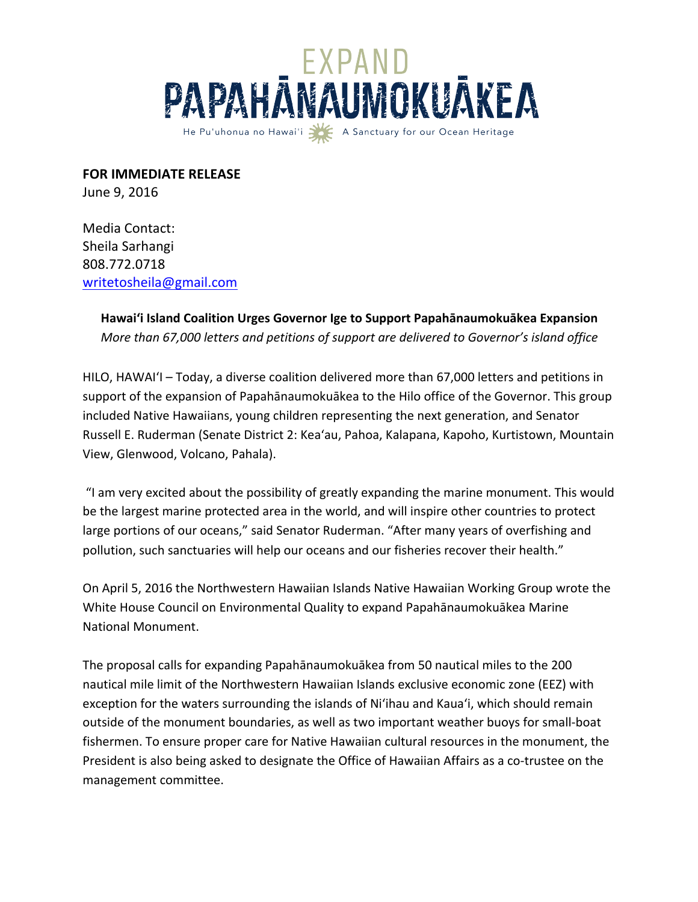# EXPAND PAPAHĀNAUMOKUĀKEA

He Pu'uhonua no Hawai'i — A Sanctuary for our Ocean Heritage

**FOR IMMEDIATE RELEASE**
June 9, 2016

Media Contact:
Sheila Sarhangi
808.772.0718
writetosheila@gmail.com

**Hawaiʻi Island Coalition Urges Governor Ige to Support Papahānaumokuākea Expansion**
*More than 67,000 letters and petitions of support are delivered to Governor's island office*

HILO, HAWAIʻI – Today, a diverse coalition delivered more than 67,000 letters and petitions in support of the expansion of Papahānaumokuākea to the Hilo office of the Governor. This group included Native Hawaiians, young children representing the next generation, and Senator Russell E. Ruderman (Senate District 2: Keaʻau, Pahoa, Kalapana, Kapoho, Kurtistown, Mountain View, Glenwood, Volcano, Pahala).

"I am very excited about the possibility of greatly expanding the marine monument. This would be the largest marine protected area in the world, and will inspire other countries to protect large portions of our oceans," said Senator Ruderman. "After many years of overfishing and pollution, such sanctuaries will help our oceans and our fisheries recover their health."

On April 5, 2016 the Northwestern Hawaiian Islands Native Hawaiian Working Group wrote the White House Council on Environmental Quality to expand Papahānaumokuākea Marine National Monument.

The proposal calls for expanding Papahānaumokuākea from 50 nautical miles to the 200 nautical mile limit of the Northwestern Hawaiian Islands exclusive economic zone (EEZ) with exception for the waters surrounding the islands of Niʻihau and Kauaʻi, which should remain outside of the monument boundaries, as well as two important weather buoys for small-boat fishermen. To ensure proper care for Native Hawaiian cultural resources in the monument, the President is also being asked to designate the Office of Hawaiian Affairs as a co-trustee on the management committee.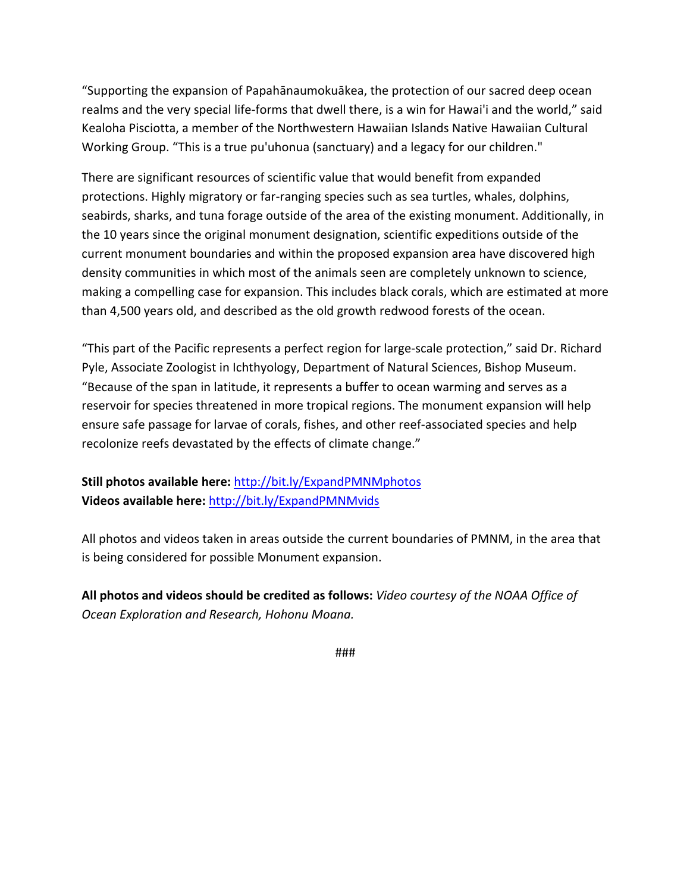“Supporting the expansion of Papahānaumokuākea, the protection of our sacred deep ocean realms and the very special life-forms that dwell there, is a win for Hawai'i and the world,” said Kealoha Pisciotta, a member of the Northwestern Hawaiian Islands Native Hawaiian Cultural Working Group. “This is a true pu'uhonua (sanctuary) and a legacy for our children."

There are significant resources of scientific value that would benefit from expanded protections. Highly migratory or far-ranging species such as sea turtles, whales, dolphins, seabirds, sharks, and tuna forage outside of the area of the existing monument. Additionally, in the 10 years since the original monument designation, scientific expeditions outside of the current monument boundaries and within the proposed expansion area have discovered high density communities in which most of the animals seen are completely unknown to science, making a compelling case for expansion. This includes black corals, which are estimated at more than 4,500 years old, and described as the old growth redwood forests of the ocean.

“This part of the Pacific represents a perfect region for large-scale protection,” said Dr. Richard Pyle, Associate Zoologist in Ichthyology, Department of Natural Sciences, Bishop Museum. “Because of the span in latitude, it represents a buffer to ocean warming and serves as a reservoir for species threatened in more tropical regions. The monument expansion will help ensure safe passage for larvae of corals, fishes, and other reef-associated species and help recolonize reefs devastated by the effects of climate change.”

**Still photos available here:** http://bit.ly/ExpandPMNMphotos
**Videos available here:** http://bit.ly/ExpandPMNMvids

All photos and videos taken in areas outside the current boundaries of PMNM, in the area that is being considered for possible Monument expansion.

**All photos and videos should be credited as follows:** *Video courtesy of the NOAA Office of Ocean Exploration and Research, Hohonu Moana.*

###